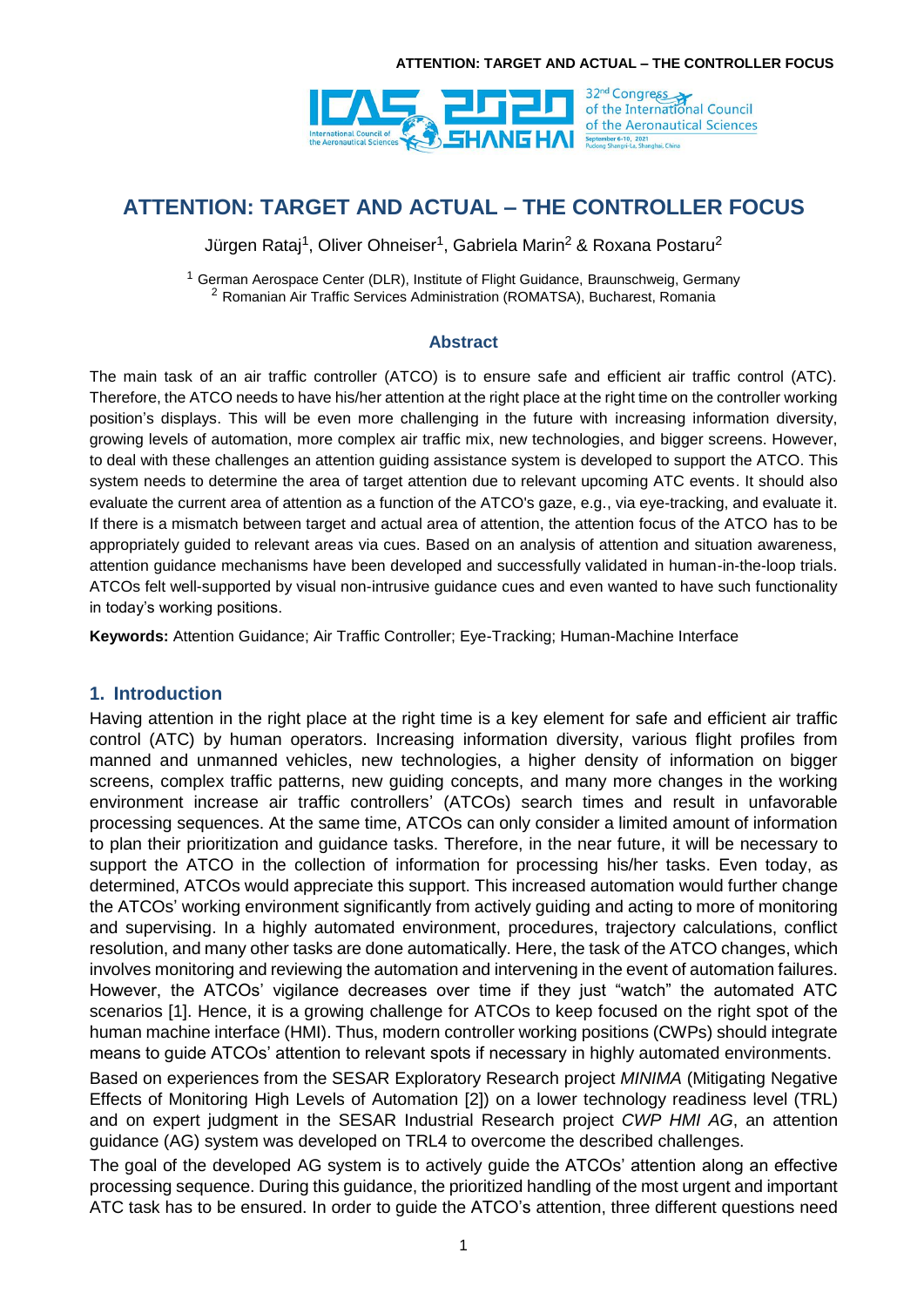# ATTENTION: TARGET AND ACTUAL – THE CONTROLLER FOCUS

Jürgen Rataj[1], Oliver Ohneiser[1], Gabriela Marin[2] & Roxana Postaru[2]

[1] German Aerospace Center (DLR), Institute of Flight Guidance, Braunschweig, Germany
[2] Romanian Air Traffic Services Administration (ROMATSA), Bucharest, Romania

## Abstract

The main task of an air traffic controller (ATCO) is to ensure safe and efficient air traffic control (ATC). Therefore, the ATCO needs to have his/her attention at the right place at the right time on the controller working position's displays. This will be even more challenging in the future with increasing information diversity, growing levels of automation, more complex air traffic mix, new technologies, and bigger screens. However, to deal with these challenges an attention guiding assistance system is developed to support the ATCO. This system needs to determine the area of target attention due to relevant upcoming ATC events. It should also evaluate the current area of attention as a function of the ATCO's gaze, e.g., via eye-tracking, and evaluate it. If there is a mismatch between target and actual area of attention, the attention focus of the ATCO has to be appropriately guided to relevant areas via cues. Based on an analysis of attention and situation awareness, attention guidance mechanisms have been developed and successfully validated in human-in-the-loop trials. ATCOs felt well-supported by visual non-intrusive guidance cues and even wanted to have such functionality in today's working positions.

**Keywords:** Attention Guidance; Air Traffic Controller; Eye-Tracking; Human-Machine Interface

## 1. Introduction

Having attention in the right place at the right time is a key element for safe and efficient air traffic control (ATC) by human operators. Increasing information diversity, various flight profiles from manned and unmanned vehicles, new technologies, a higher density of information on bigger screens, complex traffic patterns, new guiding concepts, and many more changes in the working environment increase air traffic controllers' (ATCOs) search times and result in unfavorable processing sequences. At the same time, ATCOs can only consider a limited amount of information to plan their prioritization and guidance tasks. Therefore, in the near future, it will be necessary to support the ATCO in the collection of information for processing his/her tasks. Even today, as determined, ATCOs would appreciate this support. This increased automation would further change the ATCOs' working environment significantly from actively guiding and acting to more of monitoring and supervising. In a highly automated environment, procedures, trajectory calculations, conflict resolution, and many other tasks are done automatically. Here, the task of the ATCO changes, which involves monitoring and reviewing the automation and intervening in the event of automation failures. However, the ATCOs' vigilance decreases over time if they just "watch" the automated ATC scenarios [1]. Hence, it is a growing challenge for ATCOs to keep focused on the right spot of the human machine interface (HMI). Thus, modern controller working positions (CWPs) should integrate means to guide ATCOs' attention to relevant spots if necessary in highly automated environments.

Based on experiences from the SESAR Exploratory Research project *MINIMA* (Mitigating Negative Effects of Monitoring High Levels of Automation [2]) on a lower technology readiness level (TRL) and on expert judgment in the SESAR Industrial Research project *CWP HMI AG*, an attention guidance (AG) system was developed on TRL4 to overcome the described challenges.

The goal of the developed AG system is to actively guide the ATCOs' attention along an effective processing sequence. During this guidance, the prioritized handling of the most urgent and important ATC task has to be ensured. In order to guide the ATCO's attention, three different questions need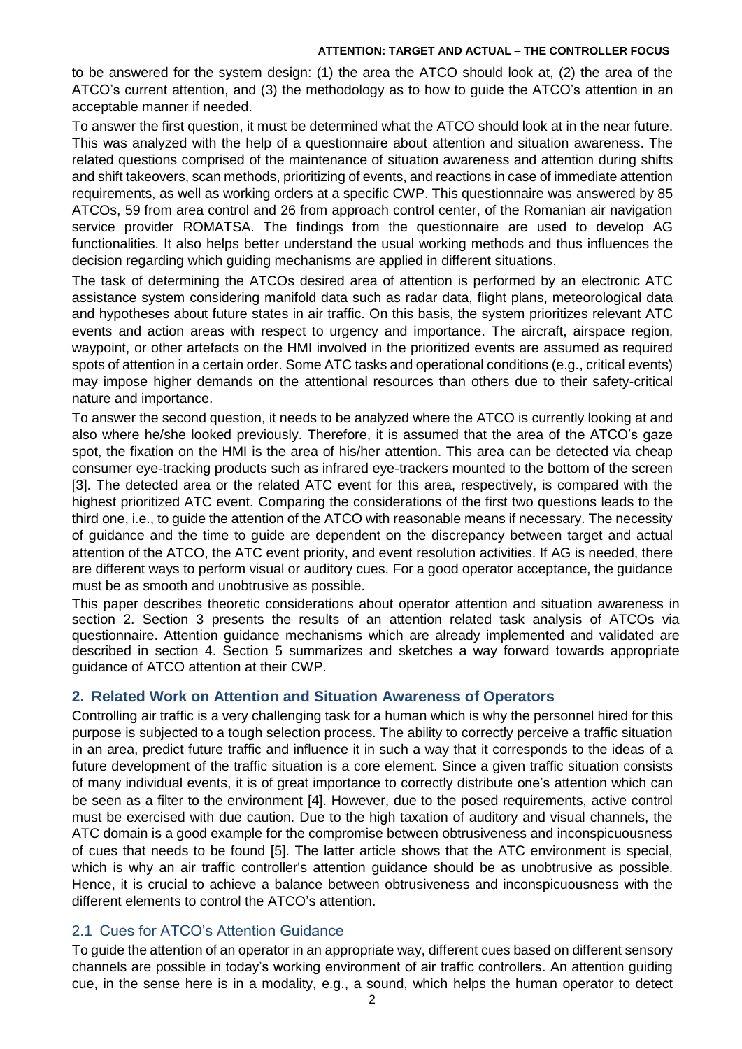to be answered for the system design: (1) the area the ATCO should look at, (2) the area of the ATCO's current attention, and (3) the methodology as to how to guide the ATCO's attention in an acceptable manner if needed.

To answer the first question, it must be determined what the ATCO should look at in the near future. This was analyzed with the help of a questionnaire about attention and situation awareness. The related questions comprised of the maintenance of situation awareness and attention during shifts and shift takeovers, scan methods, prioritizing of events, and reactions in case of immediate attention requirements, as well as working orders at a specific CWP. This questionnaire was answered by 85 ATCOs, 59 from area control and 26 from approach control center, of the Romanian air navigation service provider ROMATSA. The findings from the questionnaire are used to develop AG functionalities. It also helps better understand the usual working methods and thus influences the decision regarding which guiding mechanisms are applied in different situations.

The task of determining the ATCOs desired area of attention is performed by an electronic ATC assistance system considering manifold data such as radar data, flight plans, meteorological data and hypotheses about future states in air traffic. On this basis, the system prioritizes relevant ATC events and action areas with respect to urgency and importance. The aircraft, airspace region, waypoint, or other artefacts on the HMI involved in the prioritized events are assumed as required spots of attention in a certain order. Some ATC tasks and operational conditions (e.g., critical events) may impose higher demands on the attentional resources than others due to their safety-critical nature and importance.

To answer the second question, it needs to be analyzed where the ATCO is currently looking at and also where he/she looked previously. Therefore, it is assumed that the area of the ATCO's gaze spot, the fixation on the HMI is the area of his/her attention. This area can be detected via cheap consumer eye-tracking products such as infrared eye-trackers mounted to the bottom of the screen [3]. The detected area or the related ATC event for this area, respectively, is compared with the highest prioritized ATC event. Comparing the considerations of the first two questions leads to the third one, i.e., to guide the attention of the ATCO with reasonable means if necessary. The necessity of guidance and the time to guide are dependent on the discrepancy between target and actual attention of the ATCO, the ATC event priority, and event resolution activities. If AG is needed, there are different ways to perform visual or auditory cues. For a good operator acceptance, the guidance must be as smooth and unobtrusive as possible.

This paper describes theoretic considerations about operator attention and situation awareness in section 2. Section 3 presents the results of an attention related task analysis of ATCOs via questionnaire. Attention guidance mechanisms which are already implemented and validated are described in section 4. Section 5 summarizes and sketches a way forward towards appropriate guidance of ATCO attention at their CWP.

## 2. Related Work on Attention and Situation Awareness of Operators

Controlling air traffic is a very challenging task for a human which is why the personnel hired for this purpose is subjected to a tough selection process. The ability to correctly perceive a traffic situation in an area, predict future traffic and influence it in such a way that it corresponds to the ideas of a future development of the traffic situation is a core element. Since a given traffic situation consists of many individual events, it is of great importance to correctly distribute one's attention which can be seen as a filter to the environment [4]. However, due to the posed requirements, active control must be exercised with due caution. Due to the high taxation of auditory and visual channels, the ATC domain is a good example for the compromise between obtrusiveness and inconspicuousness of cues that needs to be found [5]. The latter article shows that the ATC environment is special, which is why an air traffic controller's attention guidance should be as unobtrusive as possible. Hence, it is crucial to achieve a balance between obtrusiveness and inconspicuousness with the different elements to control the ATCO's attention.

### 2.1 Cues for ATCO's Attention Guidance

To guide the attention of an operator in an appropriate way, different cues based on different sensory channels are possible in today's working environment of air traffic controllers. An attention guiding cue, in the sense here is in a modality, e.g., a sound, which helps the human operator to detect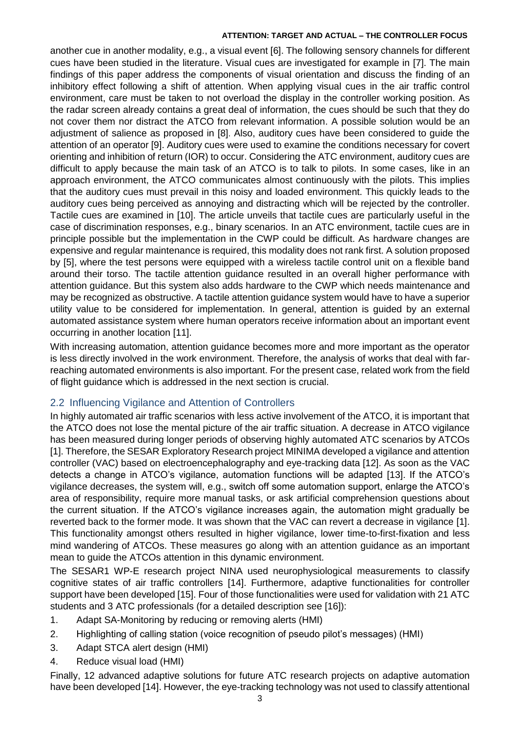another cue in another modality, e.g., a visual event [6]. The following sensory channels for different cues have been studied in the literature. Visual cues are investigated for example in [7]. The main findings of this paper address the components of visual orientation and discuss the finding of an inhibitory effect following a shift of attention. When applying visual cues in the air traffic control environment, care must be taken to not overload the display in the controller working position. As the radar screen already contains a great deal of information, the cues should be such that they do not cover them nor distract the ATCO from relevant information. A possible solution would be an adjustment of salience as proposed in [8]. Also, auditory cues have been considered to guide the attention of an operator [9]. Auditory cues were used to examine the conditions necessary for covert orienting and inhibition of return (IOR) to occur. Considering the ATC environment, auditory cues are difficult to apply because the main task of an ATCO is to talk to pilots. In some cases, like in an approach environment, the ATCO communicates almost continuously with the pilots. This implies that the auditory cues must prevail in this noisy and loaded environment. This quickly leads to the auditory cues being perceived as annoying and distracting which will be rejected by the controller. Tactile cues are examined in [10]. The article unveils that tactile cues are particularly useful in the case of discrimination responses, e.g., binary scenarios. In an ATC environment, tactile cues are in principle possible but the implementation in the CWP could be difficult. As hardware changes are expensive and regular maintenance is required, this modality does not rank first. A solution proposed by [5], where the test persons were equipped with a wireless tactile control unit on a flexible band around their torso. The tactile attention guidance resulted in an overall higher performance with attention guidance. But this system also adds hardware to the CWP which needs maintenance and may be recognized as obstructive. A tactile attention guidance system would have to have a superior utility value to be considered for implementation. In general, attention is guided by an external automated assistance system where human operators receive information about an important event occurring in another location [11].

With increasing automation, attention guidance becomes more and more important as the operator is less directly involved in the work environment. Therefore, the analysis of works that deal with far-reaching automated environments is also important. For the present case, related work from the field of flight guidance which is addressed in the next section is crucial.

## 2.2 Influencing Vigilance and Attention of Controllers

In highly automated air traffic scenarios with less active involvement of the ATCO, it is important that the ATCO does not lose the mental picture of the air traffic situation. A decrease in ATCO vigilance has been measured during longer periods of observing highly automated ATC scenarios by ATCOs [1]. Therefore, the SESAR Exploratory Research project MINIMA developed a vigilance and attention controller (VAC) based on electroencephalography and eye-tracking data [12]. As soon as the VAC detects a change in ATCO's vigilance, automation functions will be adapted [13]. If the ATCO's vigilance decreases, the system will, e.g., switch off some automation support, enlarge the ATCO's area of responsibility, require more manual tasks, or ask artificial comprehension questions about the current situation. If the ATCO's vigilance increases again, the automation might gradually be reverted back to the former mode. It was shown that the VAC can revert a decrease in vigilance [1]. This functionality amongst others resulted in higher vigilance, lower time-to-first-fixation and less mind wandering of ATCOs. These measures go along with an attention guidance as an important mean to guide the ATCOs attention in this dynamic environment.

The SESAR1 WP-E research project NINA used neurophysiological measurements to classify cognitive states of air traffic controllers [14]. Furthermore, adaptive functionalities for controller support have been developed [15]. Four of those functionalities were used for validation with 21 ATC students and 3 ATC professionals (for a detailed description see [16]):

1. Adapt SA-Monitoring by reducing or removing alerts (HMI)
2. Highlighting of calling station (voice recognition of pseudo pilot's messages) (HMI)
3. Adapt STCA alert design (HMI)
4. Reduce visual load (HMI)

Finally, 12 advanced adaptive solutions for future ATC research projects on adaptive automation have been developed [14]. However, the eye-tracking technology was not used to classify attentional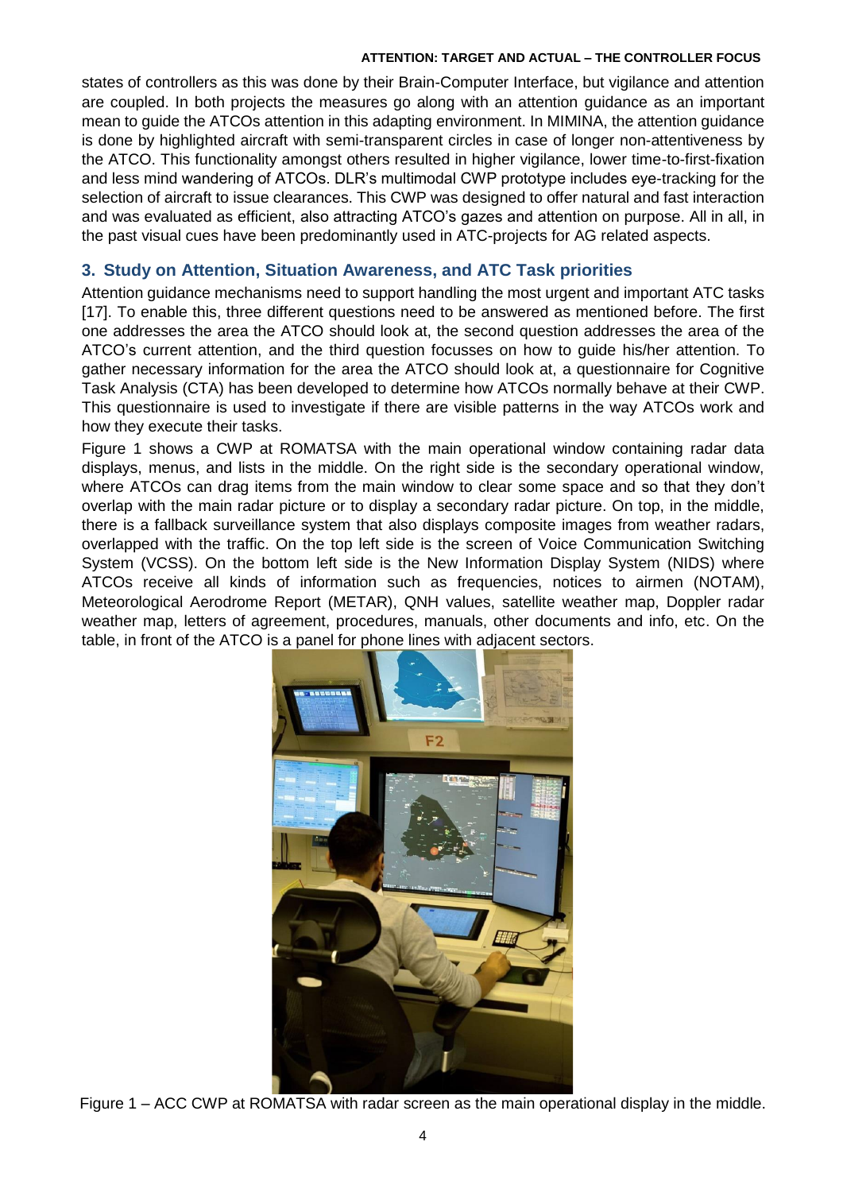states of controllers as this was done by their Brain-Computer Interface, but vigilance and attention are coupled. In both projects the measures go along with an attention guidance as an important mean to guide the ATCOs attention in this adapting environment. In MIMINA, the attention guidance is done by highlighted aircraft with semi-transparent circles in case of longer non-attentiveness by the ATCO. This functionality amongst others resulted in higher vigilance, lower time-to-first-fixation and less mind wandering of ATCOs. DLR's multimodal CWP prototype includes eye-tracking for the selection of aircraft to issue clearances. This CWP was designed to offer natural and fast interaction and was evaluated as efficient, also attracting ATCO's gazes and attention on purpose. All in all, in the past visual cues have been predominantly used in ATC-projects for AG related aspects.

## 3. Study on Attention, Situation Awareness, and ATC Task priorities

Attention guidance mechanisms need to support handling the most urgent and important ATC tasks [17]. To enable this, three different questions need to be answered as mentioned before. The first one addresses the area the ATCO should look at, the second question addresses the area of the ATCO's current attention, and the third question focusses on how to guide his/her attention. To gather necessary information for the area the ATCO should look at, a questionnaire for Cognitive Task Analysis (CTA) has been developed to determine how ATCOs normally behave at their CWP. This questionnaire is used to investigate if there are visible patterns in the way ATCOs work and how they execute their tasks.

Figure 1 shows a CWP at ROMATSA with the main operational window containing radar data displays, menus, and lists in the middle. On the right side is the secondary operational window, where ATCOs can drag items from the main window to clear some space and so that they don't overlap with the main radar picture or to display a secondary radar picture. On top, in the middle, there is a fallback surveillance system that also displays composite images from weather radars, overlapped with the traffic. On the top left side is the screen of Voice Communication Switching System (VCSS). On the bottom left side is the New Information Display System (NIDS) where ATCOs receive all kinds of information such as frequencies, notices to airmen (NOTAM), Meteorological Aerodrome Report (METAR), QNH values, satellite weather map, Doppler radar weather map, letters of agreement, procedures, manuals, other documents and info, etc. On the table, in front of the ATCO is a panel for phone lines with adjacent sectors.

Figure 1 – ACC CWP at ROMATSA with radar screen as the main operational display in the middle.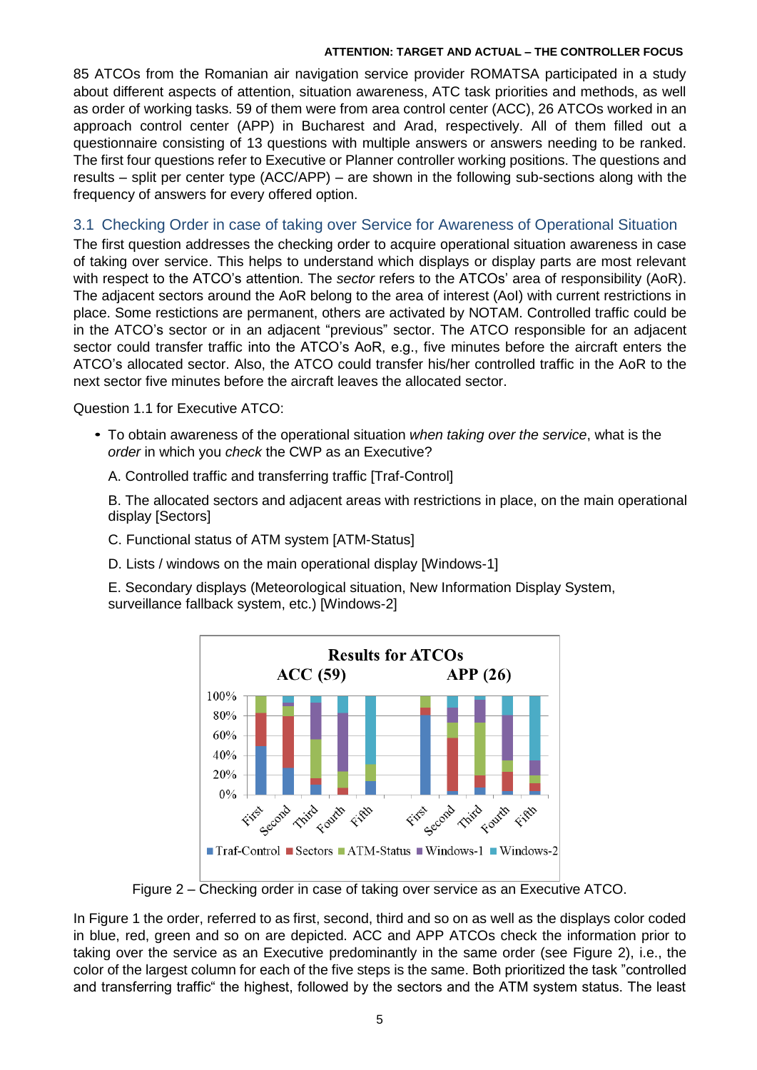85 ATCOs from the Romanian air navigation service provider ROMATSA participated in a study about different aspects of attention, situation awareness, ATC task priorities and methods, as well as order of working tasks. 59 of them were from area control center (ACC), 26 ATCOs worked in an approach control center (APP) in Bucharest and Arad, respectively. All of them filled out a questionnaire consisting of 13 questions with multiple answers or answers needing to be ranked. The first four questions refer to Executive or Planner controller working positions. The questions and results – split per center type (ACC/APP) – are shown in the following sub-sections along with the frequency of answers for every offered option.

## 3.1 Checking Order in case of taking over Service for Awareness of Operational Situation

The first question addresses the checking order to acquire operational situation awareness in case of taking over service. This helps to understand which displays or display parts are most relevant with respect to the ATCO's attention. The *sector* refers to the ATCOs' area of responsibility (AoR). The adjacent sectors around the AoR belong to the area of interest (AoI) with current restrictions in place. Some restictions are permanent, others are activated by NOTAM. Controlled traffic could be in the ATCO's sector or in an adjacent "previous" sector. The ATCO responsible for an adjacent sector could transfer traffic into the ATCO's AoR, e.g., five minutes before the aircraft enters the ATCO's allocated sector. Also, the ATCO could transfer his/her controlled traffic in the AoR to the next sector five minutes before the aircraft leaves the allocated sector.

Question 1.1 for Executive ATCO:

- To obtain awareness of the operational situation *when taking over the service*, what is the *order* in which you *check* the CWP as an Executive?

  A. Controlled traffic and transferring traffic [Traf-Control]

  B. The allocated sectors and adjacent areas with restrictions in place, on the main operational display [Sectors]

  C. Functional status of ATM system [ATM-Status]

  D. Lists / windows on the main operational display [Windows-1]

  E. Secondary displays (Meteorological situation, New Information Display System, surveillance fallback system, etc.) [Windows-2]

Figure 2 – Checking order in case of taking over service as an Executive ATCO.

In Figure 1 the order, referred to as first, second, third and so on as well as the displays color coded in blue, red, green and so on are depicted. ACC and APP ATCOs check the information prior to taking over the service as an Executive predominantly in the same order (see Figure 2), i.e., the color of the largest column for each of the five steps is the same. Both prioritized the task "controlled and transferring traffic" the highest, followed by the sectors and the ATM system status. The least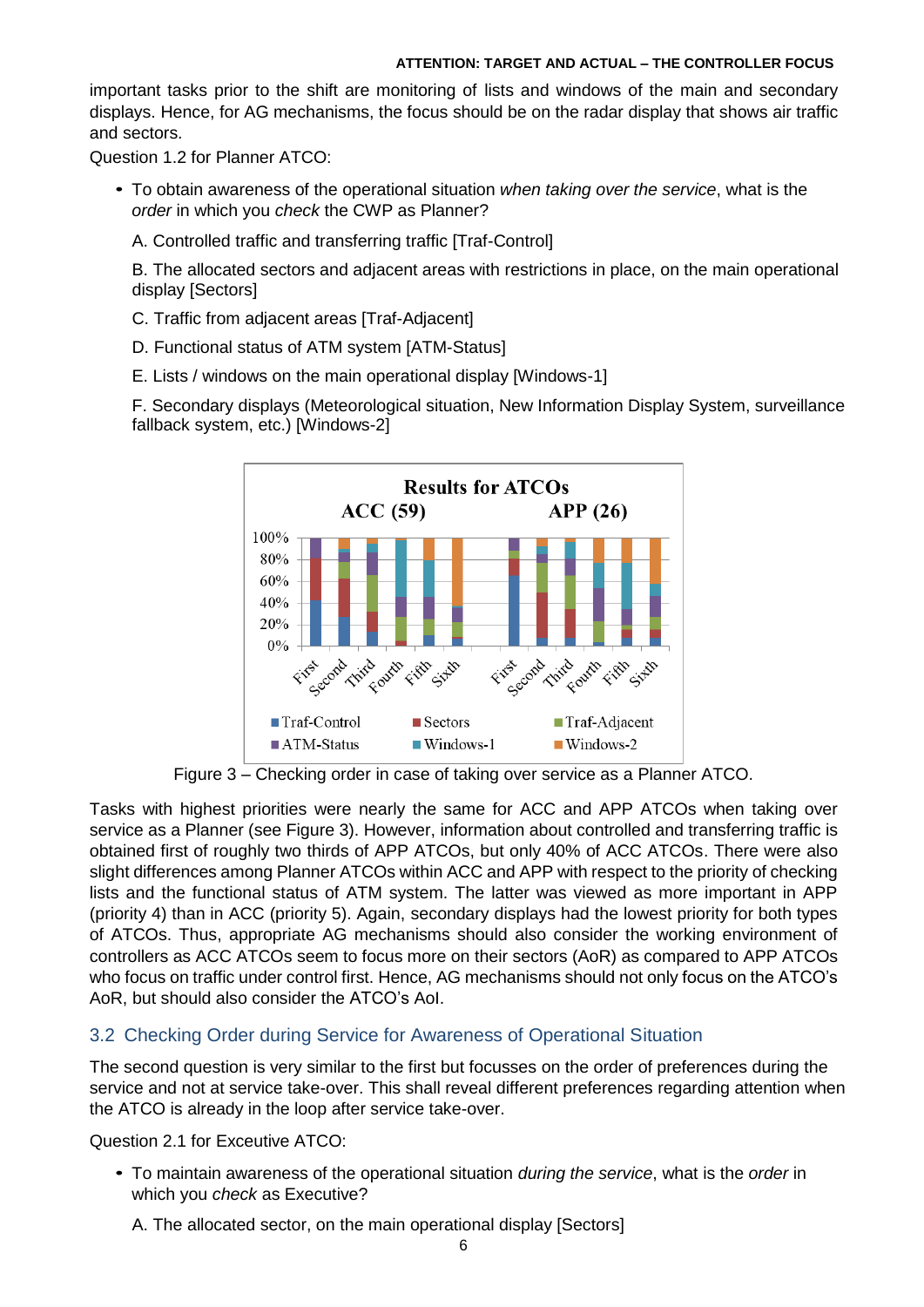important tasks prior to the shift are monitoring of lists and windows of the main and secondary displays. Hence, for AG mechanisms, the focus should be on the radar display that shows air traffic and sectors.

Question 1.2 for Planner ATCO:

- To obtain awareness of the operational situation *when taking over the service*, what is the *order* in which you *check* the CWP as Planner?

  A. Controlled traffic and transferring traffic [Traf-Control]

  B. The allocated sectors and adjacent areas with restrictions in place, on the main operational display [Sectors]

  C. Traffic from adjacent areas [Traf-Adjacent]

  D. Functional status of ATM system [ATM-Status]

  E. Lists / windows on the main operational display [Windows-1]

  F. Secondary displays (Meteorological situation, New Information Display System, surveillance fallback system, etc.) [Windows-2]

Figure 3 – Checking order in case of taking over service as a Planner ATCO.

Tasks with highest priorities were nearly the same for ACC and APP ATCOs when taking over service as a Planner (see Figure 3). However, information about controlled and transferring traffic is obtained first of roughly two thirds of APP ATCOs, but only 40% of ACC ATCOs. There were also slight differences among Planner ATCOs within ACC and APP with respect to the priority of checking lists and the functional status of ATM system. The latter was viewed as more important in APP (priority 4) than in ACC (priority 5). Again, secondary displays had the lowest priority for both types of ATCOs. Thus, appropriate AG mechanisms should also consider the working environment of controllers as ACC ATCOs seem to focus more on their sectors (AoR) as compared to APP ATCOs who focus on traffic under control first. Hence, AG mechanisms should not only focus on the ATCO's AoR, but should also consider the ATCO's AoI.

## 3.2 Checking Order during Service for Awareness of Operational Situation

The second question is very similar to the first but focusses on the order of preferences during the service and not at service take-over. This shall reveal different preferences regarding attention when the ATCO is already in the loop after service take-over.

Question 2.1 for Executive ATCO:

- To maintain awareness of the operational situation *during the service*, what is the *order* in which you *check* as Executive?

  A. The allocated sector, on the main operational display [Sectors]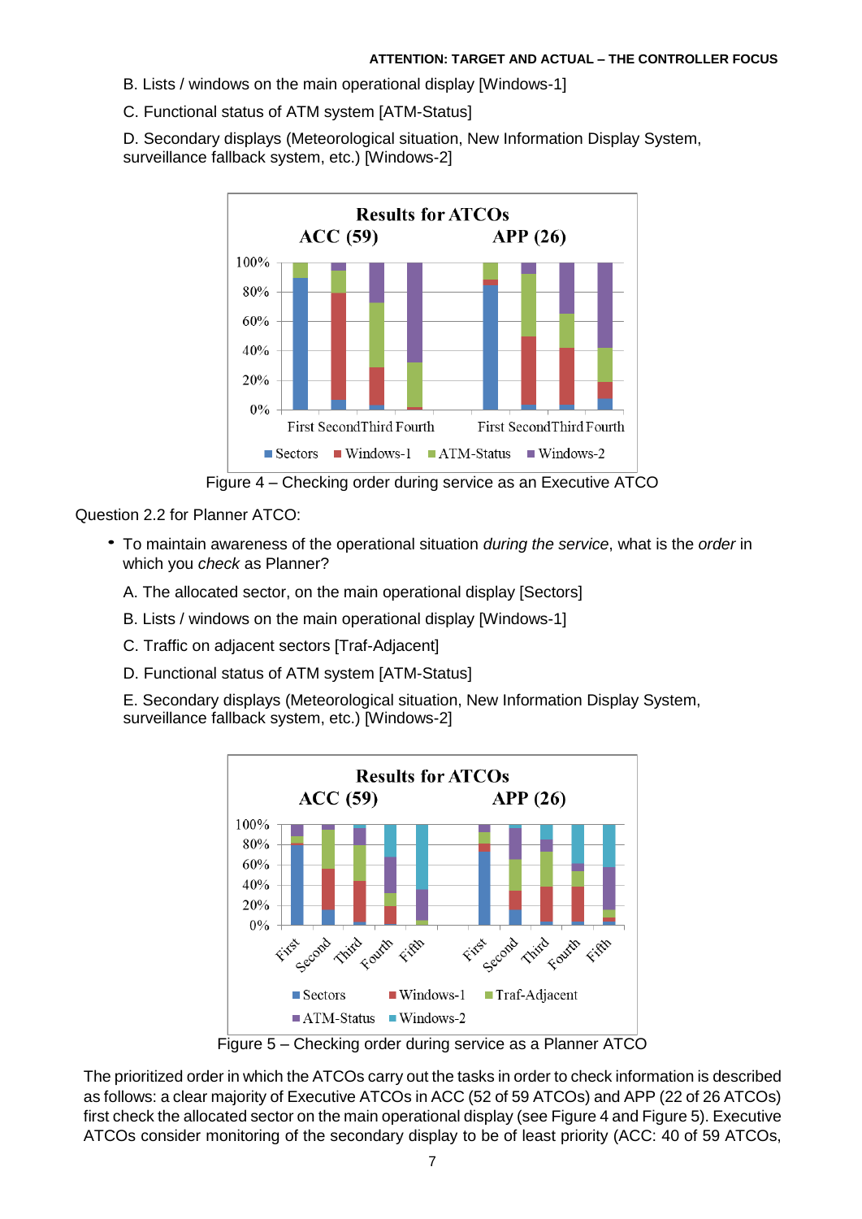B. Lists / windows on the main operational display [Windows-1]

C. Functional status of ATM system [ATM-Status]

D. Secondary displays (Meteorological situation, New Information Display System, surveillance fallback system, etc.) [Windows-2]

Figure 4 – Checking order during service as an Executive ATCO

Question 2.2 for Planner ATCO:

- To maintain awareness of the operational situation *during the service*, what is the *order* in which you *check* as Planner?

  A. The allocated sector, on the main operational display [Sectors]

  B. Lists / windows on the main operational display [Windows-1]

  C. Traffic on adjacent sectors [Traf-Adjacent]

  D. Functional status of ATM system [ATM-Status]

  E. Secondary displays (Meteorological situation, New Information Display System, surveillance fallback system, etc.) [Windows-2]

Figure 5 – Checking order during service as a Planner ATCO

The prioritized order in which the ATCOs carry out the tasks in order to check information is described as follows: a clear majority of Executive ATCOs in ACC (52 of 59 ATCOs) and APP (22 of 26 ATCOs) first check the allocated sector on the main operational display (see Figure 4 and Figure 5). Executive ATCOs consider monitoring of the secondary display to be of least priority (ACC: 40 of 59 ATCOs,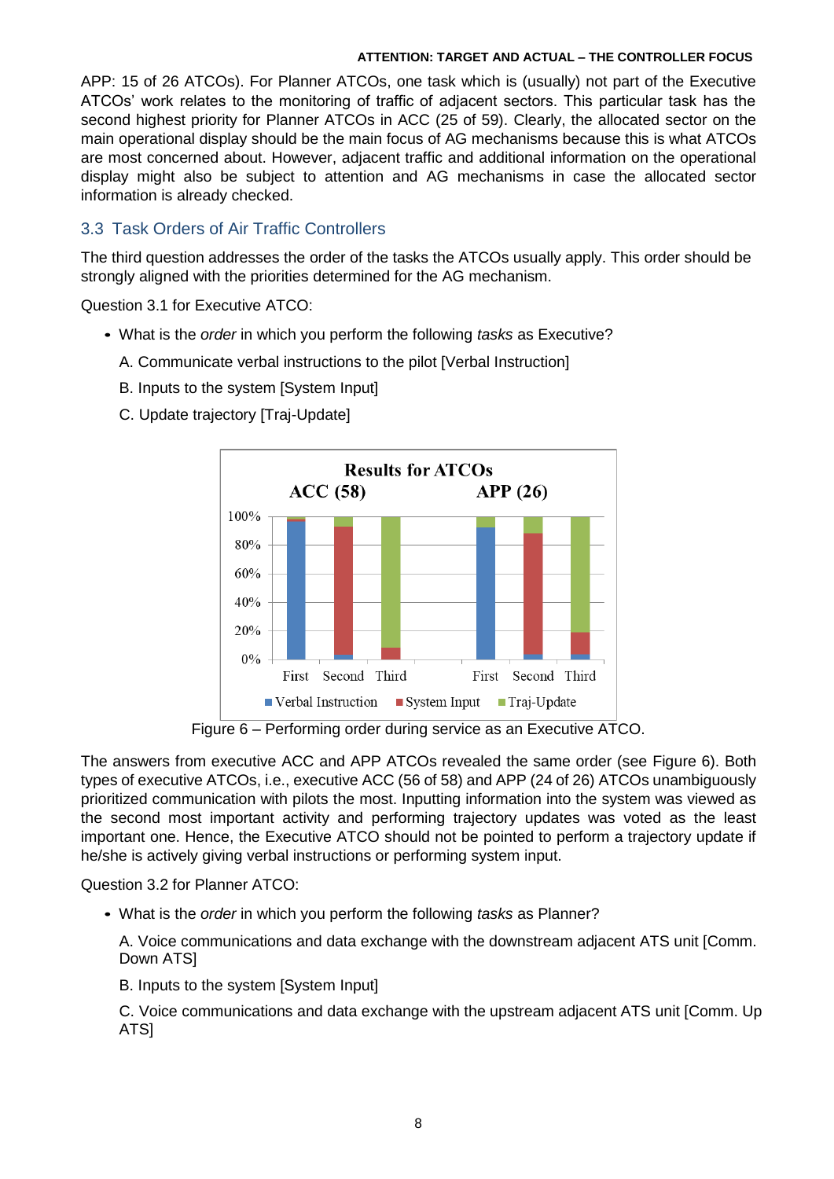APP: 15 of 26 ATCOs). For Planner ATCOs, one task which is (usually) not part of the Executive ATCOs' work relates to the monitoring of traffic of adjacent sectors. This particular task has the second highest priority for Planner ATCOs in ACC (25 of 59). Clearly, the allocated sector on the main operational display should be the main focus of AG mechanisms because this is what ATCOs are most concerned about. However, adjacent traffic and additional information on the operational display might also be subject to attention and AG mechanisms in case the allocated sector information is already checked.

## 3.3 Task Orders of Air Traffic Controllers

The third question addresses the order of the tasks the ATCOs usually apply. This order should be strongly aligned with the priorities determined for the AG mechanism.

Question 3.1 for Executive ATCO:

- What is the *order* in which you perform the following *tasks* as Executive?

  A. Communicate verbal instructions to the pilot [Verbal Instruction]

  B. Inputs to the system [System Input]

  C. Update trajectory [Traj-Update]

Figure 6 – Performing order during service as an Executive ATCO.

The answers from executive ACC and APP ATCOs revealed the same order (see Figure 6). Both types of executive ATCOs, i.e., executive ACC (56 of 58) and APP (24 of 26) ATCOs unambiguously prioritized communication with pilots the most. Inputting information into the system was viewed as the second most important activity and performing trajectory updates was voted as the least important one. Hence, the Executive ATCO should not be pointed to perform a trajectory update if he/she is actively giving verbal instructions or performing system input.

Question 3.2 for Planner ATCO:

- What is the *order* in which you perform the following *tasks* as Planner?

  A. Voice communications and data exchange with the downstream adjacent ATS unit [Comm. Down ATS]

  B. Inputs to the system [System Input]

  C. Voice communications and data exchange with the upstream adjacent ATS unit [Comm. Up ATS]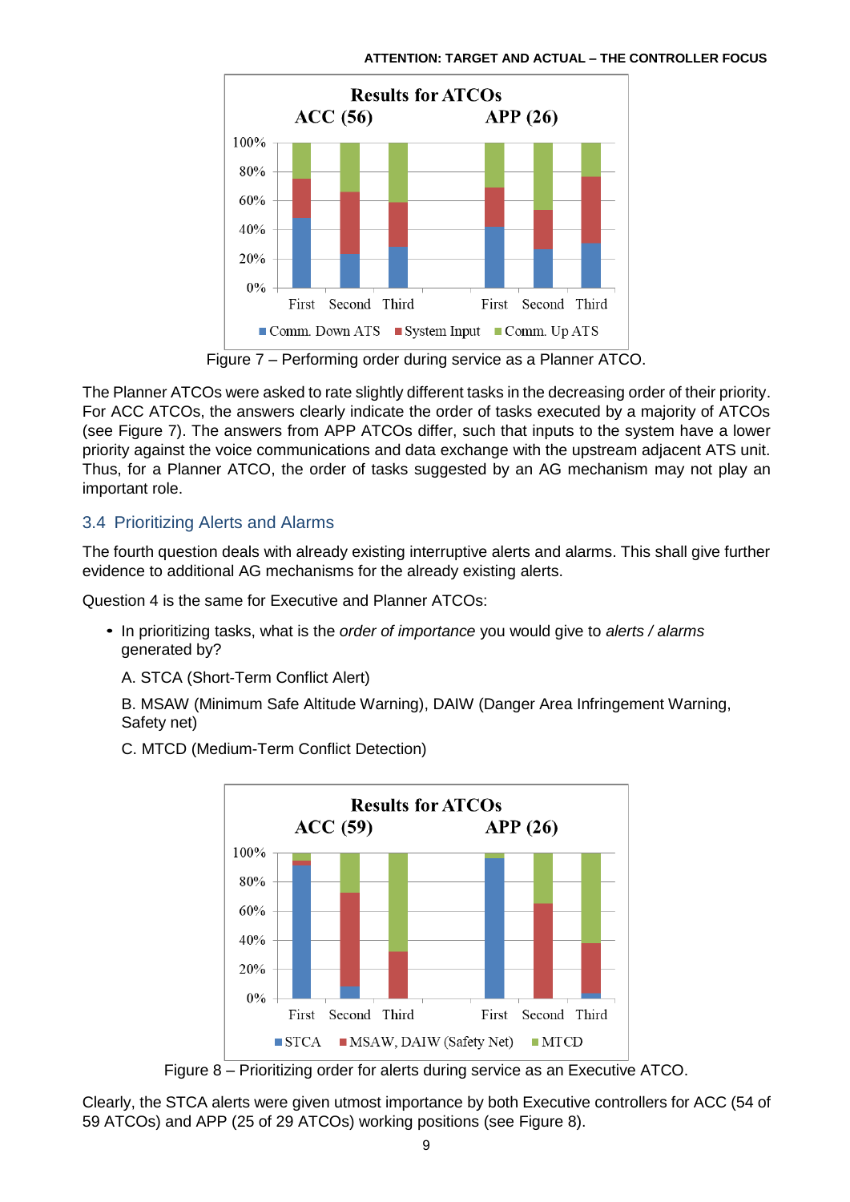Figure 7 – Performing order during service as a Planner ATCO.

The Planner ATCOs were asked to rate slightly different tasks in the decreasing order of their priority. For ACC ATCOs, the answers clearly indicate the order of tasks executed by a majority of ATCOs (see Figure 7). The answers from APP ATCOs differ, such that inputs to the system have a lower priority against the voice communications and data exchange with the upstream adjacent ATS unit. Thus, for a Planner ATCO, the order of tasks suggested by an AG mechanism may not play an important role.

### 3.4 Prioritizing Alerts and Alarms

The fourth question deals with already existing interruptive alerts and alarms. This shall give further evidence to additional AG mechanisms for the already existing alerts.

Question 4 is the same for Executive and Planner ATCOs:

- In prioritizing tasks, what is the *order of importance* you would give to *alerts / alarms* generated by?

  A. STCA (Short-Term Conflict Alert)

  B. MSAW (Minimum Safe Altitude Warning), DAIW (Danger Area Infringement Warning, Safety net)

  C. MTCD (Medium-Term Conflict Detection)

Figure 8 – Prioritizing order for alerts during service as an Executive ATCO.

Clearly, the STCA alerts were given utmost importance by both Executive controllers for ACC (54 of 59 ATCOs) and APP (25 of 29 ATCOs) working positions (see Figure 8).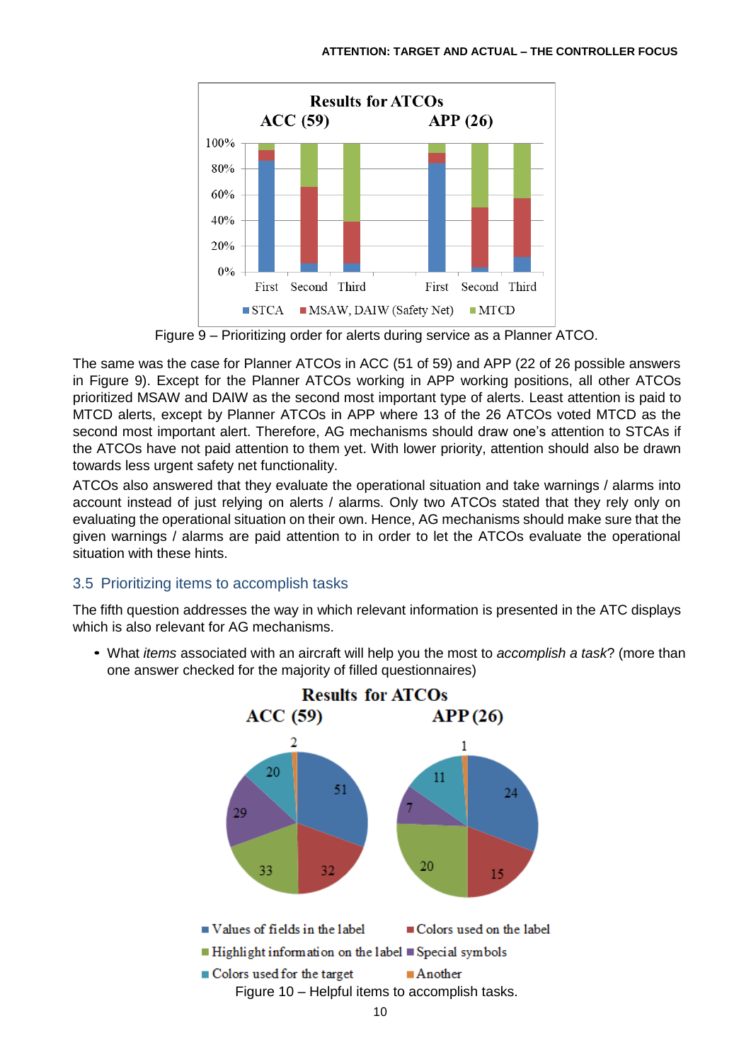Figure 9 – Prioritizing order for alerts during service as a Planner ATCO.

The same was the case for Planner ATCOs in ACC (51 of 59) and APP (22 of 26 possible answers in Figure 9). Except for the Planner ATCOs working in APP working positions, all other ATCOs prioritized MSAW and DAIW as the second most important type of alerts. Least attention is paid to MTCD alerts, except by Planner ATCOs in APP where 13 of the 26 ATCOs voted MTCD as the second most important alert. Therefore, AG mechanisms should draw one's attention to STCAs if the ATCOs have not paid attention to them yet. With lower priority, attention should also be drawn towards less urgent safety net functionality.

ATCOs also answered that they evaluate the operational situation and take warnings / alarms into account instead of just relying on alerts / alarms. Only two ATCOs stated that they rely only on evaluating the operational situation on their own. Hence, AG mechanisms should make sure that the given warnings / alarms are paid attention to in order to let the ATCOs evaluate the operational situation with these hints.

## 3.5 Prioritizing items to accomplish tasks

The fifth question addresses the way in which relevant information is presented in the ATC displays which is also relevant for AG mechanisms.

- What *items* associated with an aircraft will help you the most to *accomplish a task*? (more than one answer checked for the majority of filled questionnaires)

Figure 10 – Helpful items to accomplish tasks.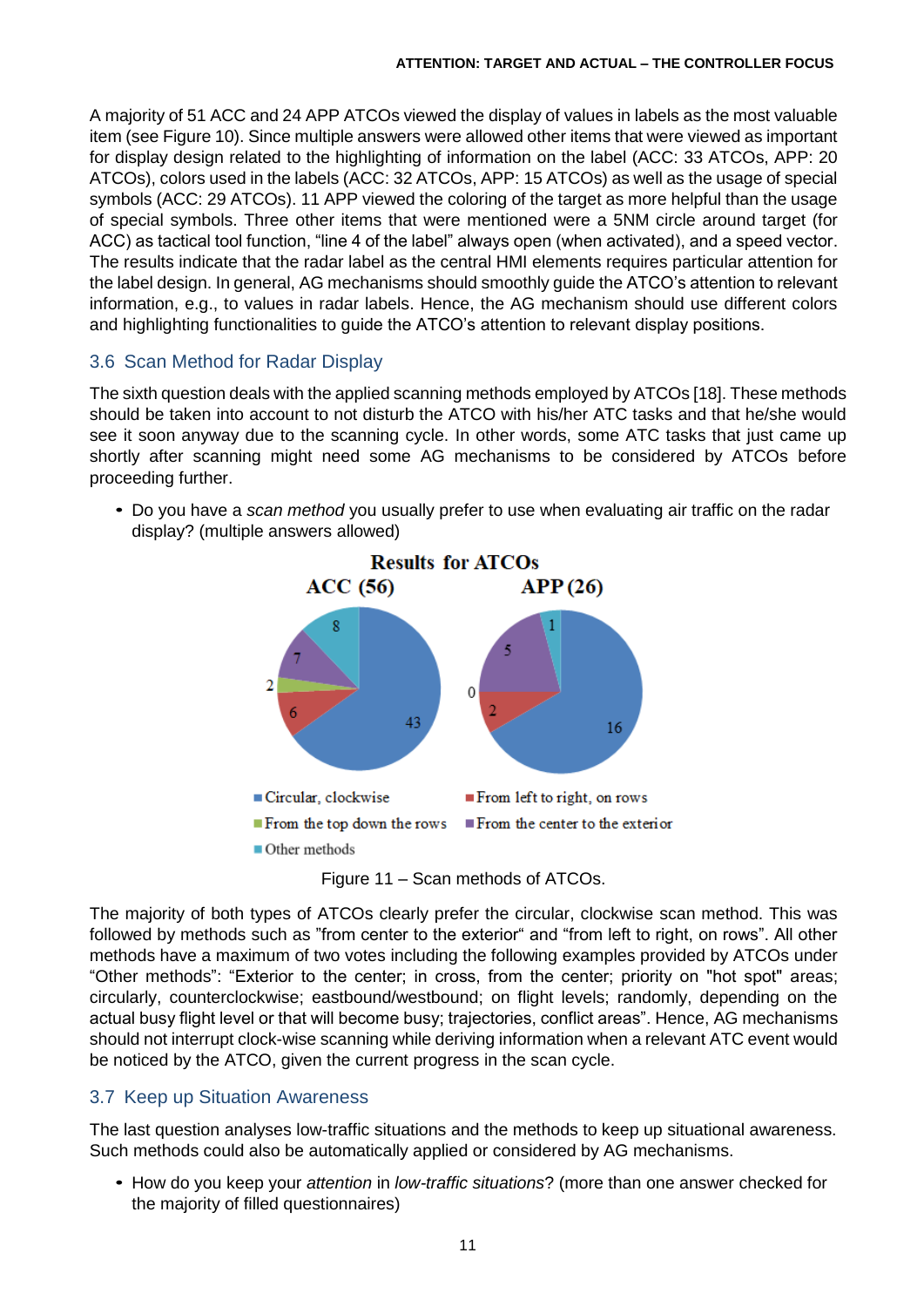A majority of 51 ACC and 24 APP ATCOs viewed the display of values in labels as the most valuable item (see Figure 10). Since multiple answers were allowed other items that were viewed as important for display design related to the highlighting of information on the label (ACC: 33 ATCOs, APP: 20 ATCOs), colors used in the labels (ACC: 32 ATCOs, APP: 15 ATCOs) as well as the usage of special symbols (ACC: 29 ATCOs). 11 APP viewed the coloring of the target as more helpful than the usage of special symbols. Three other items that were mentioned were a 5NM circle around target (for ACC) as tactical tool function, "line 4 of the label" always open (when activated), and a speed vector. The results indicate that the radar label as the central HMI elements requires particular attention for the label design. In general, AG mechanisms should smoothly guide the ATCO's attention to relevant information, e.g., to values in radar labels. Hence, the AG mechanism should use different colors and highlighting functionalities to guide the ATCO's attention to relevant display positions.

## 3.6 Scan Method for Radar Display

The sixth question deals with the applied scanning methods employed by ATCOs [18]. These methods should be taken into account to not disturb the ATCO with his/her ATC tasks and that he/she would see it soon anyway due to the scanning cycle. In other words, some ATC tasks that just came up shortly after scanning might need some AG mechanisms to be considered by ATCOs before proceeding further.

- Do you have a *scan method* you usually prefer to use when evaluating air traffic on the radar display? (multiple answers allowed)

**Results for ATCOs**

| Scan method | ACC (56) | APP (26) |
| --- | --- | --- |
| Circular, clockwise | 43 | 16 |
| From left to right, on rows | 6 | 2 |
| From the top down the rows | 2 | 0 |
| From the center to the exterior | 7 | 5 |
| Other methods | 8 | 1 |

Figure 11 – Scan methods of ATCOs.

The majority of both types of ATCOs clearly prefer the circular, clockwise scan method. This was followed by methods such as "from center to the exterior" and "from left to right, on rows". All other methods have a maximum of two votes including the following examples provided by ATCOs under "Other methods": "Exterior to the center; in cross, from the center; priority on "hot spot" areas; circularly, counterclockwise; eastbound/westbound; on flight levels; randomly, depending on the actual busy flight level or that will become busy; trajectories, conflict areas". Hence, AG mechanisms should not interrupt clock-wise scanning while deriving information when a relevant ATC event would be noticed by the ATCO, given the current progress in the scan cycle.

## 3.7 Keep up Situation Awareness

The last question analyses low-traffic situations and the methods to keep up situational awareness. Such methods could also be automatically applied or considered by AG mechanisms.

- How do you keep your *attention* in *low-traffic situations*? (more than one answer checked for the majority of filled questionnaires)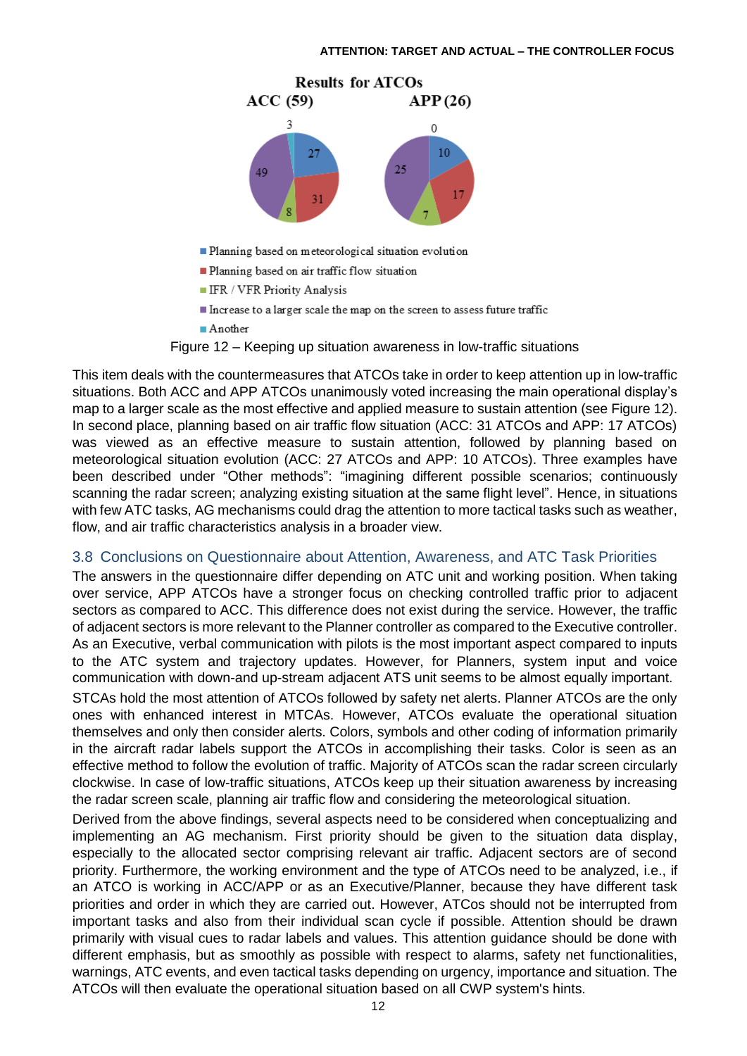Results for ATCOs

ACC (59) APP (26)

- Planning based on meteorological situation evolution
- Planning based on air traffic flow situation
- IFR / VFR Priority Analysis
- Increase to a larger scale the map on the screen to assess future traffic
- Another

Figure 12 – Keeping up situation awareness in low-traffic situations

This item deals with the countermeasures that ATCOs take in order to keep attention up in low-traffic situations. Both ACC and APP ATCOs unanimously voted increasing the main operational display's map to a larger scale as the most effective and applied measure to sustain attention (see Figure 12). In second place, planning based on air traffic flow situation (ACC: 31 ATCOs and APP: 17 ATCOs) was viewed as an effective measure to sustain attention, followed by planning based on meteorological situation evolution (ACC: 27 ATCOs and APP: 10 ATCOs). Three examples have been described under "Other methods": "imagining different possible scenarios; continuously scanning the radar screen; analyzing existing situation at the same flight level". Hence, in situations with few ATC tasks, AG mechanisms could drag the attention to more tactical tasks such as weather, flow, and air traffic characteristics analysis in a broader view.

## 3.8 Conclusions on Questionnaire about Attention, Awareness, and ATC Task Priorities

The answers in the questionnaire differ depending on ATC unit and working position. When taking over service, APP ATCOs have a stronger focus on checking controlled traffic prior to adjacent sectors as compared to ACC. This difference does not exist during the service. However, the traffic of adjacent sectors is more relevant to the Planner controller as compared to the Executive controller. As an Executive, verbal communication with pilots is the most important aspect compared to inputs to the ATC system and trajectory updates. However, for Planners, system input and voice communication with down-and up-stream adjacent ATS unit seems to be almost equally important.

STCAs hold the most attention of ATCOs followed by safety net alerts. Planner ATCOs are the only ones with enhanced interest in MTCAs. However, ATCOs evaluate the operational situation themselves and only then consider alerts. Colors, symbols and other coding of information primarily in the aircraft radar labels support the ATCOs in accomplishing their tasks. Color is seen as an effective method to follow the evolution of traffic. Majority of ATCOs scan the radar screen circularly clockwise. In case of low-traffic situations, ATCOs keep up their situation awareness by increasing the radar screen scale, planning air traffic flow and considering the meteorological situation.

Derived from the above findings, several aspects need to be considered when conceptualizing and implementing an AG mechanism. First priority should be given to the situation data display, especially to the allocated sector comprising relevant air traffic. Adjacent sectors are of second priority. Furthermore, the working environment and the type of ATCOs need to be analyzed, i.e., if an ATCO is working in ACC/APP or as an Executive/Planner, because they have different task priorities and order in which they are carried out. However, ATCos should not be interrupted from important tasks and also from their individual scan cycle if possible. Attention should be drawn primarily with visual cues to radar labels and values. This attention guidance should be done with different emphasis, but as smoothly as possible with respect to alarms, safety net functionalities, warnings, ATC events, and even tactical tasks depending on urgency, importance and situation. The ATCOs will then evaluate the operational situation based on all CWP system's hints.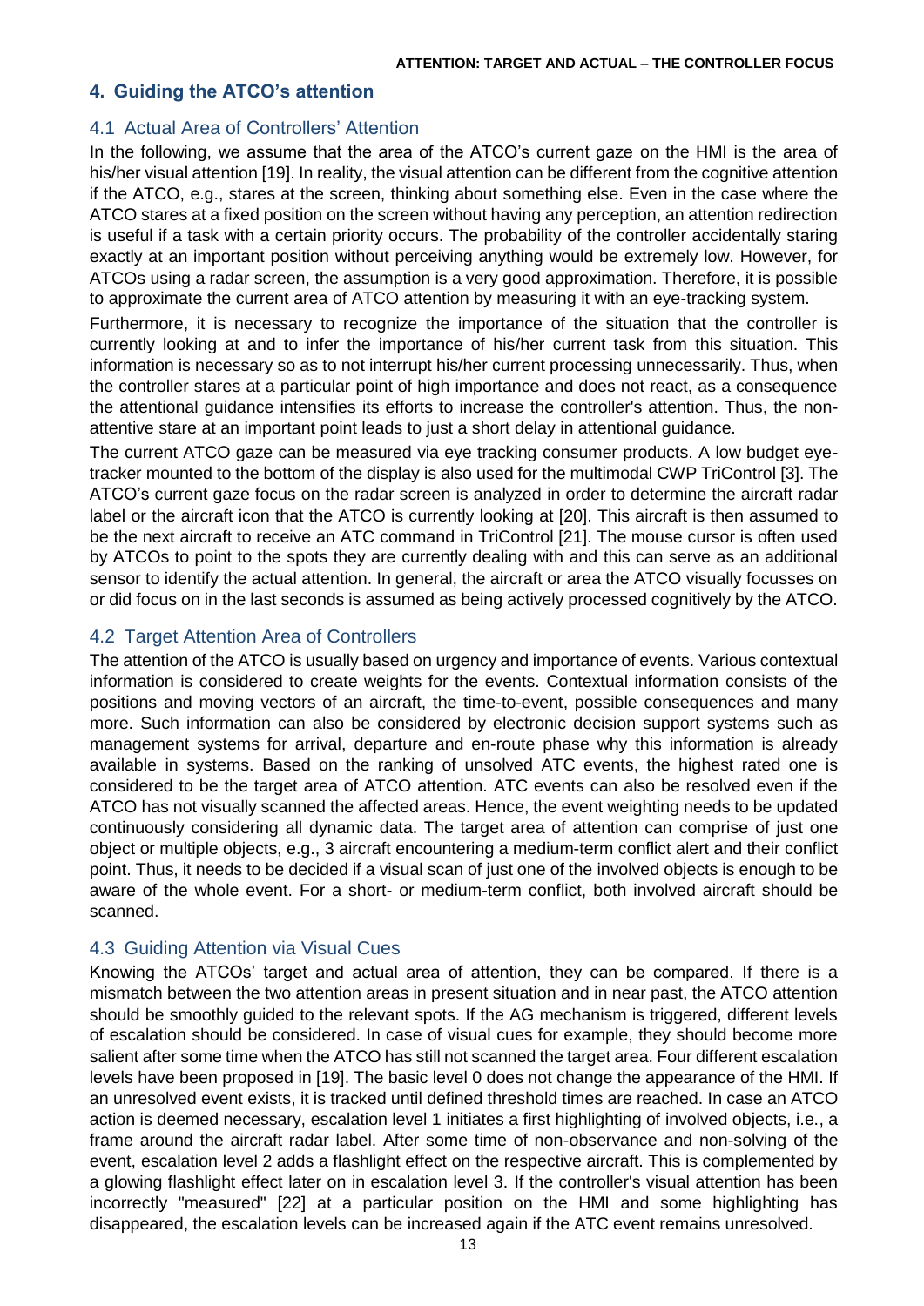## 4. Guiding the ATCO's attention

### 4.1 Actual Area of Controllers' Attention

In the following, we assume that the area of the ATCO's current gaze on the HMI is the area of his/her visual attention [19]. In reality, the visual attention can be different from the cognitive attention if the ATCO, e.g., stares at the screen, thinking about something else. Even in the case where the ATCO stares at a fixed position on the screen without having any perception, an attention redirection is useful if a task with a certain priority occurs. The probability of the controller accidentally staring exactly at an important position without perceiving anything would be extremely low. However, for ATCOs using a radar screen, the assumption is a very good approximation. Therefore, it is possible to approximate the current area of ATCO attention by measuring it with an eye-tracking system.

Furthermore, it is necessary to recognize the importance of the situation that the controller is currently looking at and to infer the importance of his/her current task from this situation. This information is necessary so as to not interrupt his/her current processing unnecessarily. Thus, when the controller stares at a particular point of high importance and does not react, as a consequence the attentional guidance intensifies its efforts to increase the controller's attention. Thus, the non-attentive stare at an important point leads to just a short delay in attentional guidance.

The current ATCO gaze can be measured via eye tracking consumer products. A low budget eye-tracker mounted to the bottom of the display is also used for the multimodal CWP TriControl [3]. The ATCO's current gaze focus on the radar screen is analyzed in order to determine the aircraft radar label or the aircraft icon that the ATCO is currently looking at [20]. This aircraft is then assumed to be the next aircraft to receive an ATC command in TriControl [21]. The mouse cursor is often used by ATCOs to point to the spots they are currently dealing with and this can serve as an additional sensor to identify the actual attention. In general, the aircraft or area the ATCO visually focusses on or did focus on in the last seconds is assumed as being actively processed cognitively by the ATCO.

### 4.2 Target Attention Area of Controllers

The attention of the ATCO is usually based on urgency and importance of events. Various contextual information is considered to create weights for the events. Contextual information consists of the positions and moving vectors of an aircraft, the time-to-event, possible consequences and many more. Such information can also be considered by electronic decision support systems such as management systems for arrival, departure and en-route phase why this information is already available in systems. Based on the ranking of unsolved ATC events, the highest rated one is considered to be the target area of ATCO attention. ATC events can also be resolved even if the ATCO has not visually scanned the affected areas. Hence, the event weighting needs to be updated continuously considering all dynamic data. The target area of attention can comprise of just one object or multiple objects, e.g., 3 aircraft encountering a medium-term conflict alert and their conflict point. Thus, it needs to be decided if a visual scan of just one of the involved objects is enough to be aware of the whole event. For a short- or medium-term conflict, both involved aircraft should be scanned.

### 4.3 Guiding Attention via Visual Cues

Knowing the ATCOs' target and actual area of attention, they can be compared. If there is a mismatch between the two attention areas in present situation and in near past, the ATCO attention should be smoothly guided to the relevant spots. If the AG mechanism is triggered, different levels of escalation should be considered. In case of visual cues for example, they should become more salient after some time when the ATCO has still not scanned the target area. Four different escalation levels have been proposed in [19]. The basic level 0 does not change the appearance of the HMI. If an unresolved event exists, it is tracked until defined threshold times are reached. In case an ATCO action is deemed necessary, escalation level 1 initiates a first highlighting of involved objects, i.e., a frame around the aircraft radar label. After some time of non-observance and non-solving of the event, escalation level 2 adds a flashlight effect on the respective aircraft. This is complemented by a glowing flashlight effect later on in escalation level 3. If the controller's visual attention has been incorrectly "measured" [22] at a particular position on the HMI and some highlighting has disappeared, the escalation levels can be increased again if the ATC event remains unresolved.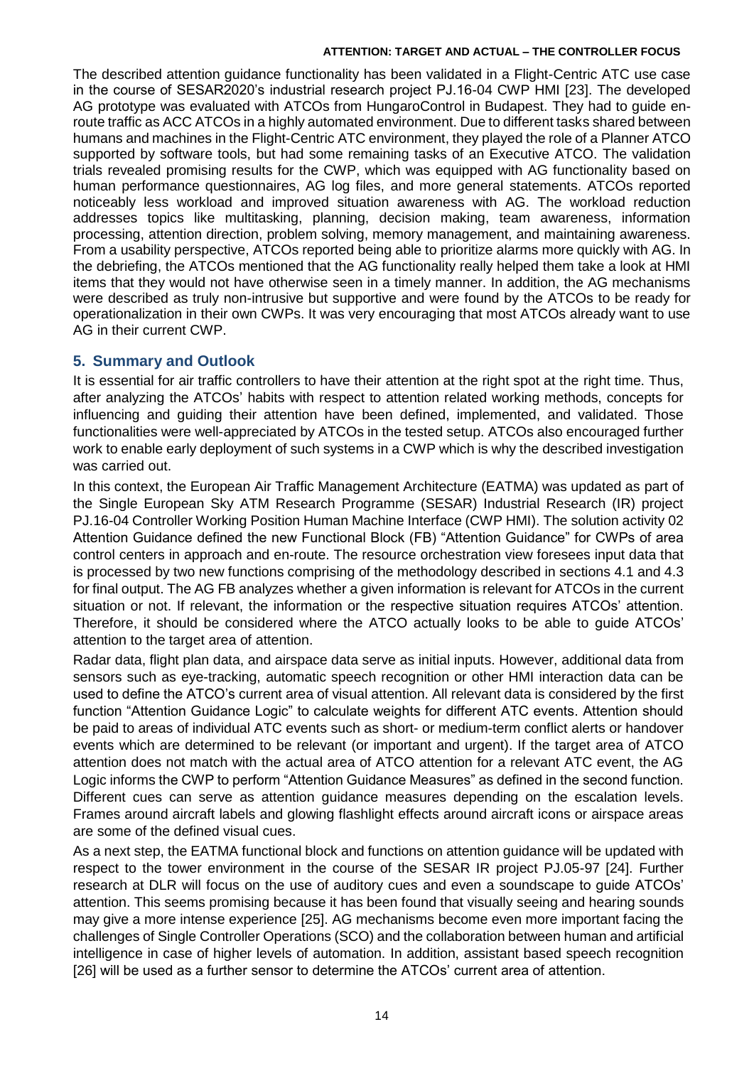The described attention guidance functionality has been validated in a Flight-Centric ATC use case in the course of SESAR2020's industrial research project PJ.16-04 CWP HMI [23]. The developed AG prototype was evaluated with ATCOs from HungaroControl in Budapest. They had to guide en-route traffic as ACC ATCOs in a highly automated environment. Due to different tasks shared between humans and machines in the Flight-Centric ATC environment, they played the role of a Planner ATCO supported by software tools, but had some remaining tasks of an Executive ATCO. The validation trials revealed promising results for the CWP, which was equipped with AG functionality based on human performance questionnaires, AG log files, and more general statements. ATCOs reported noticeably less workload and improved situation awareness with AG. The workload reduction addresses topics like multitasking, planning, decision making, team awareness, information processing, attention direction, problem solving, memory management, and maintaining awareness. From a usability perspective, ATCOs reported being able to prioritize alarms more quickly with AG. In the debriefing, the ATCOs mentioned that the AG functionality really helped them take a look at HMI items that they would not have otherwise seen in a timely manner. In addition, the AG mechanisms were described as truly non-intrusive but supportive and were found by the ATCOs to be ready for operationalization in their own CWPs. It was very encouraging that most ATCOs already want to use AG in their current CWP.

## 5. Summary and Outlook

It is essential for air traffic controllers to have their attention at the right spot at the right time. Thus, after analyzing the ATCOs' habits with respect to attention related working methods, concepts for influencing and guiding their attention have been defined, implemented, and validated. Those functionalities were well-appreciated by ATCOs in the tested setup. ATCOs also encouraged further work to enable early deployment of such systems in a CWP which is why the described investigation was carried out.

In this context, the European Air Traffic Management Architecture (EATMA) was updated as part of the Single European Sky ATM Research Programme (SESAR) Industrial Research (IR) project PJ.16-04 Controller Working Position Human Machine Interface (CWP HMI). The solution activity 02 Attention Guidance defined the new Functional Block (FB) "Attention Guidance" for CWPs of area control centers in approach and en-route. The resource orchestration view foresees input data that is processed by two new functions comprising of the methodology described in sections 4.1 and 4.3 for final output. The AG FB analyzes whether a given information is relevant for ATCOs in the current situation or not. If relevant, the information or the respective situation requires ATCOs' attention. Therefore, it should be considered where the ATCO actually looks to be able to guide ATCOs' attention to the target area of attention.

Radar data, flight plan data, and airspace data serve as initial inputs. However, additional data from sensors such as eye-tracking, automatic speech recognition or other HMI interaction data can be used to define the ATCO's current area of visual attention. All relevant data is considered by the first function "Attention Guidance Logic" to calculate weights for different ATC events. Attention should be paid to areas of individual ATC events such as short- or medium-term conflict alerts or handover events which are determined to be relevant (or important and urgent). If the target area of ATCO attention does not match with the actual area of ATCO attention for a relevant ATC event, the AG Logic informs the CWP to perform "Attention Guidance Measures" as defined in the second function. Different cues can serve as attention guidance measures depending on the escalation levels. Frames around aircraft labels and glowing flashlight effects around aircraft icons or airspace areas are some of the defined visual cues.

As a next step, the EATMA functional block and functions on attention guidance will be updated with respect to the tower environment in the course of the SESAR IR project PJ.05-97 [24]. Further research at DLR will focus on the use of auditory cues and even a soundscape to guide ATCOs' attention. This seems promising because it has been found that visually seeing and hearing sounds may give a more intense experience [25]. AG mechanisms become even more important facing the challenges of Single Controller Operations (SCO) and the collaboration between human and artificial intelligence in case of higher levels of automation. In addition, assistant based speech recognition [26] will be used as a further sensor to determine the ATCOs' current area of attention.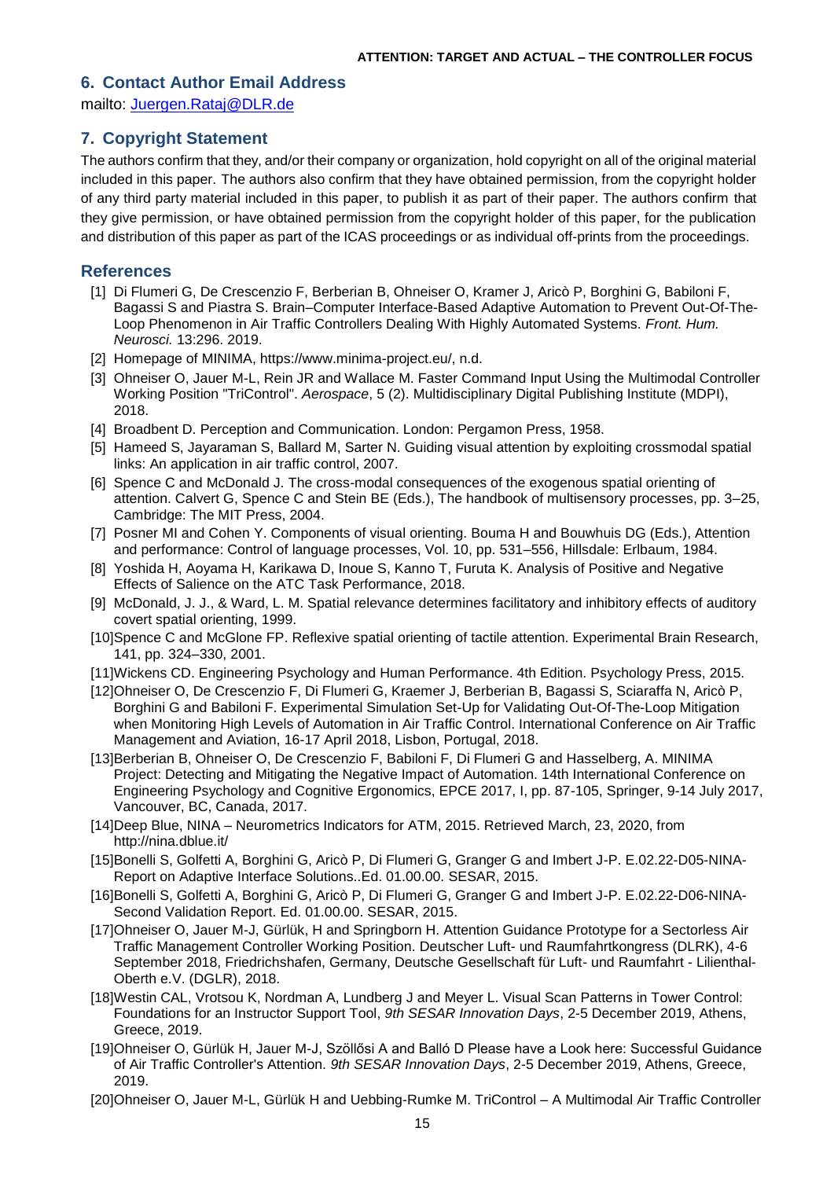## 6. Contact Author Email Address

mailto: Juergen.Rataj@DLR.de

## 7. Copyright Statement

The authors confirm that they, and/or their company or organization, hold copyright on all of the original material included in this paper. The authors also confirm that they have obtained permission, from the copyright holder of any third party material included in this paper, to publish it as part of their paper. The authors confirm that they give permission, or have obtained permission from the copyright holder of this paper, for the publication and distribution of this paper as part of the ICAS proceedings or as individual off-prints from the proceedings.

## References

[1] Di Flumeri G, De Crescenzio F, Berberian B, Ohneiser O, Kramer J, Aricò P, Borghini G, Babiloni F, Bagassi S and Piastra S. Brain–Computer Interface-Based Adaptive Automation to Prevent Out-Of-The-Loop Phenomenon in Air Traffic Controllers Dealing With Highly Automated Systems. *Front. Hum. Neurosci.* 13:296. 2019.

[2] Homepage of MINIMA, https://www.minima-project.eu/, n.d.

[3] Ohneiser O, Jauer M-L, Rein JR and Wallace M. Faster Command Input Using the Multimodal Controller Working Position "TriControl". *Aerospace*, 5 (2). Multidisciplinary Digital Publishing Institute (MDPI), 2018.

[4] Broadbent D. Perception and Communication. London: Pergamon Press, 1958.

[5] Hameed S, Jayaraman S, Ballard M, Sarter N. Guiding visual attention by exploiting crossmodal spatial links: An application in air traffic control, 2007.

[6] Spence C and McDonald J. The cross-modal consequences of the exogenous spatial orienting of attention. Calvert G, Spence C and Stein BE (Eds.), The handbook of multisensory processes, pp. 3–25, Cambridge: The MIT Press, 2004.

[7] Posner MI and Cohen Y. Components of visual orienting. Bouma H and Bouwhuis DG (Eds.), Attention and performance: Control of language processes, Vol. 10, pp. 531–556, Hillsdale: Erlbaum, 1984.

[8] Yoshida H, Aoyama H, Karikawa D, Inoue S, Kanno T, Furuta K. Analysis of Positive and Negative Effects of Salience on the ATC Task Performance, 2018.

[9] McDonald, J. J., & Ward, L. M. Spatial relevance determines facilitatory and inhibitory effects of auditory covert spatial orienting, 1999.

[10]Spence C and McGlone FP. Reflexive spatial orienting of tactile attention. Experimental Brain Research, 141, pp. 324–330, 2001.

[11]Wickens CD. Engineering Psychology and Human Performance. 4th Edition. Psychology Press, 2015.

[12]Ohneiser O, De Crescenzio F, Di Flumeri G, Kraemer J, Berberian B, Bagassi S, Sciaraffa N, Aricò P, Borghini G and Babiloni F. Experimental Simulation Set-Up for Validating Out-Of-The-Loop Mitigation when Monitoring High Levels of Automation in Air Traffic Control. International Conference on Air Traffic Management and Aviation, 16-17 April 2018, Lisbon, Portugal, 2018.

[13]Berberian B, Ohneiser O, De Crescenzio F, Babiloni F, Di Flumeri G and Hasselberg, A. MINIMA Project: Detecting and Mitigating the Negative Impact of Automation. 14th International Conference on Engineering Psychology and Cognitive Ergonomics, EPCE 2017, I, pp. 87-105, Springer, 9-14 July 2017, Vancouver, BC, Canada, 2017.

[14]Deep Blue, NINA – Neurometrics Indicators for ATM, 2015. Retrieved March, 23, 2020, from http://nina.dblue.it/

[15]Bonelli S, Golfetti A, Borghini G, Aricò P, Di Flumeri G, Granger G and Imbert J-P. E.02.22-D05-NINA-Report on Adaptive Interface Solutions..Ed. 01.00.00. SESAR, 2015.

[16]Bonelli S, Golfetti A, Borghini G, Aricò P, Di Flumeri G, Granger G and Imbert J-P. E.02.22-D06-NINA-Second Validation Report. Ed. 01.00.00. SESAR, 2015.

[17]Ohneiser O, Jauer M-J, Gürlük, H and Springborn H. Attention Guidance Prototype for a Sectorless Air Traffic Management Controller Working Position. Deutscher Luft- und Raumfahrtkongress (DLRK), 4-6 September 2018, Friedrichshafen, Germany, Deutsche Gesellschaft für Luft- und Raumfahrt - Lilienthal-Oberth e.V. (DGLR), 2018.

[18]Westin CAL, Vrotsou K, Nordman A, Lundberg J and Meyer L. Visual Scan Patterns in Tower Control: Foundations for an Instructor Support Tool, *9th SESAR Innovation Days*, 2-5 December 2019, Athens, Greece, 2019.

[19]Ohneiser O, Gürlük H, Jauer M-J, Szöllősi A and Balló D Please have a Look here: Successful Guidance of Air Traffic Controller's Attention. *9th SESAR Innovation Days*, 2-5 December 2019, Athens, Greece, 2019.

[20]Ohneiser O, Jauer M-L, Gürlük H and Uebbing-Rumke M. TriControl – A Multimodal Air Traffic Controller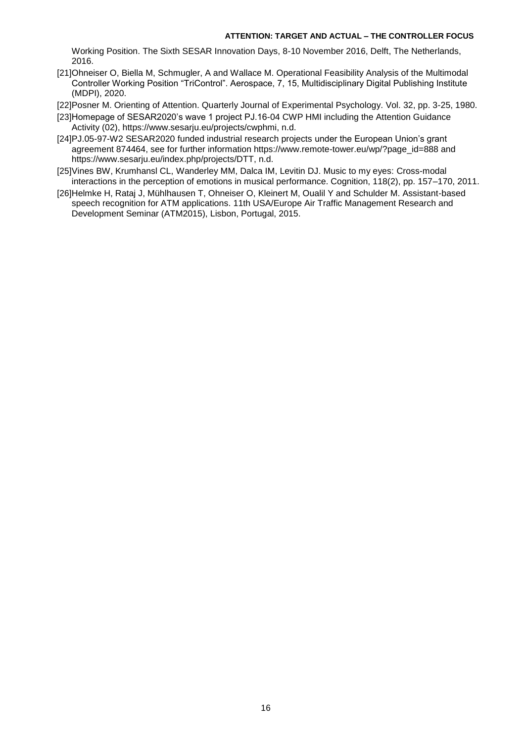Working Position. The Sixth SESAR Innovation Days, 8-10 November 2016, Delft, The Netherlands, 2016.

[21]Ohneiser O, Biella M, Schmugler, A and Wallace M. Operational Feasibility Analysis of the Multimodal Controller Working Position "TriControl". Aerospace, 7, 15, Multidisciplinary Digital Publishing Institute (MDPI), 2020.

[22]Posner M. Orienting of Attention. Quarterly Journal of Experimental Psychology. Vol. 32, pp. 3-25, 1980.

[23]Homepage of SESAR2020's wave 1 project PJ.16-04 CWP HMI including the Attention Guidance Activity (02), https://www.sesarju.eu/projects/cwphmi, n.d.

[24]PJ.05-97-W2 SESAR2020 funded industrial research projects under the European Union's grant agreement 874464, see for further information https://www.remote-tower.eu/wp/?page_id=888 and https://www.sesarju.eu/index.php/projects/DTT, n.d.

[25]Vines BW, Krumhansl CL, Wanderley MM, Dalca IM, Levitin DJ. Music to my eyes: Cross-modal interactions in the perception of emotions in musical performance. Cognition, 118(2), pp. 157–170, 2011.

[26]Helmke H, Rataj J, Mühlhausen T, Ohneiser O, Kleinert M, Oualil Y and Schulder M. Assistant-based speech recognition for ATM applications. 11th USA/Europe Air Traffic Management Research and Development Seminar (ATM2015), Lisbon, Portugal, 2015.